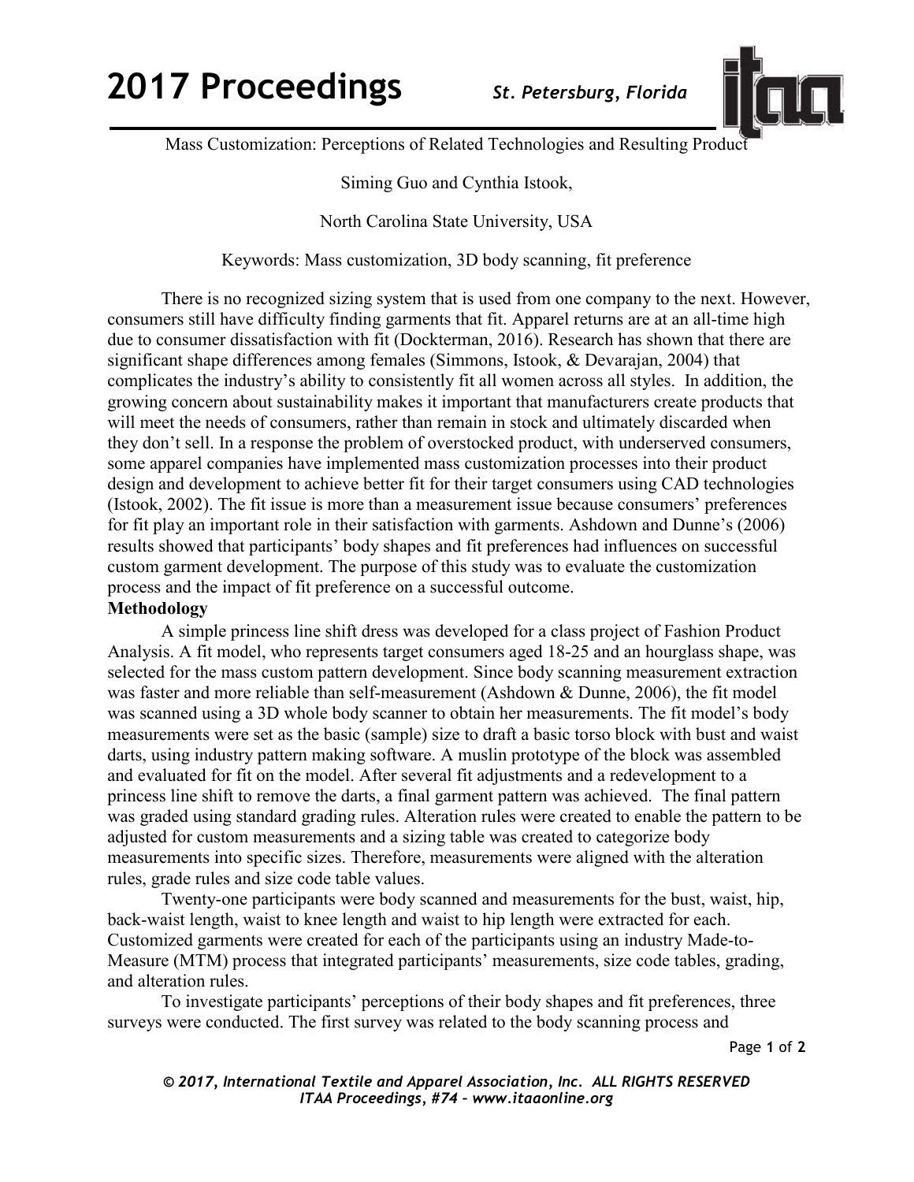Mass Customization: Perceptions of Related Technologies and Resulting Product

Siming Guo and Cynthia Istook,

North Carolina State University, USA

Keywords: Mass customization, 3D body scanning, fit preference

There is no recognized sizing system that is used from one company to the next. However, consumers still have difficulty finding garments that fit. Apparel returns are at an all-time high due to consumer dissatisfaction with fit (Dockterman, 2016). Research has shown that there are significant shape differences among females (Simmons, Istook, & Devarajan, 2004) that complicates the industry's ability to consistently fit all women across all styles. In addition, the growing concern about sustainability makes it important that manufacturers create products that will meet the needs of consumers, rather than remain in stock and ultimately discarded when they don't sell. In a response the problem of overstocked product, with underserved consumers, some apparel companies have implemented mass customization processes into their product design and development to achieve better fit for their target consumers using CAD technologies (Istook, 2002). The fit issue is more than a measurement issue because consumers' preferences for fit play an important role in their satisfaction with garments. Ashdown and Dunne's (2006) results showed that participants' body shapes and fit preferences had influences on successful custom garment development. The purpose of this study was to evaluate the customization process and the impact of fit preference on a successful outcome.

**Methodology**

A simple princess line shift dress was developed for a class project of Fashion Product Analysis. A fit model, who represents target consumers aged 18-25 and an hourglass shape, was selected for the mass custom pattern development. Since body scanning measurement extraction was faster and more reliable than self-measurement (Ashdown & Dunne, 2006), the fit model was scanned using a 3D whole body scanner to obtain her measurements. The fit model's body measurements were set as the basic (sample) size to draft a basic torso block with bust and waist darts, using industry pattern making software. A muslin prototype of the block was assembled and evaluated for fit on the model. After several fit adjustments and a redevelopment to a princess line shift to remove the darts, a final garment pattern was achieved. The final pattern was graded using standard grading rules. Alteration rules were created to enable the pattern to be adjusted for custom measurements and a sizing table was created to categorize body measurements into specific sizes. Therefore, measurements were aligned with the alteration rules, grade rules and size code table values.

Twenty-one participants were body scanned and measurements for the bust, waist, hip, back-waist length, waist to knee length and waist to hip length were extracted for each. Customized garments were created for each of the participants using an industry Made-to-Measure (MTM) process that integrated participants' measurements, size code tables, grading, and alteration rules.

To investigate participants' perceptions of their body shapes and fit preferences, three surveys were conducted. The first survey was related to the body scanning process and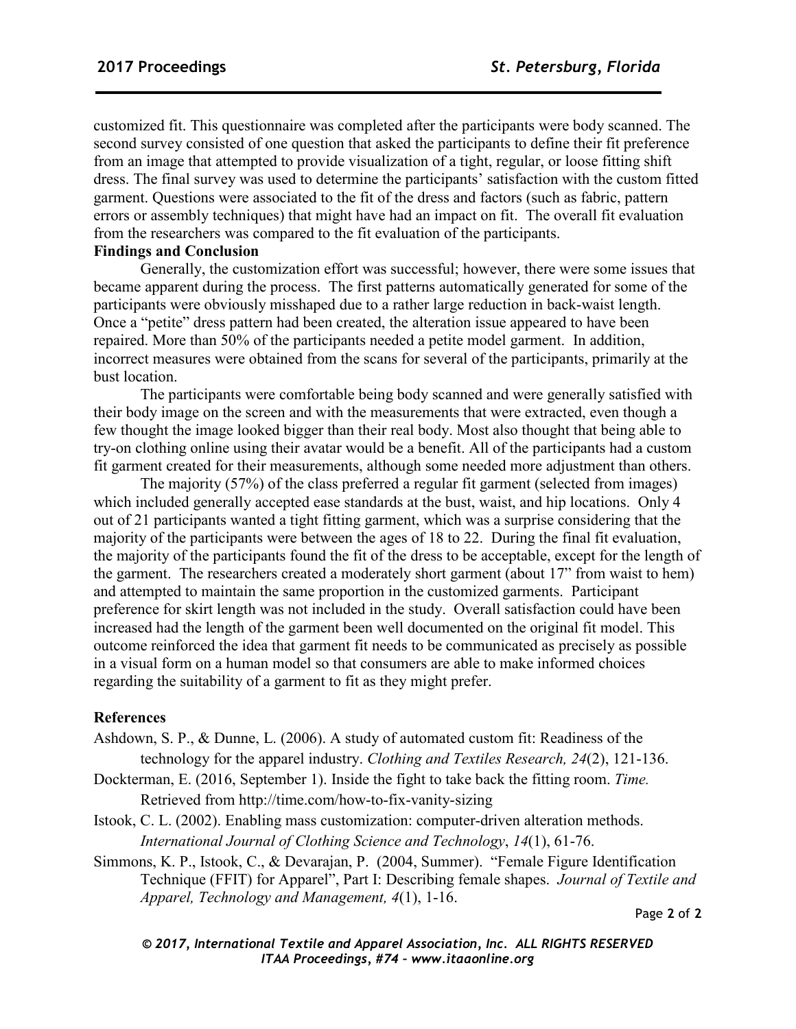customized fit. This questionnaire was completed after the participants were body scanned. The second survey consisted of one question that asked the participants to define their fit preference from an image that attempted to provide visualization of a tight, regular, or loose fitting shift dress. The final survey was used to determine the participants' satisfaction with the custom fitted garment. Questions were associated to the fit of the dress and factors (such as fabric, pattern errors or assembly techniques) that might have had an impact on fit. The overall fit evaluation from the researchers was compared to the fit evaluation of the participants.

**Findings and Conclusion**

Generally, the customization effort was successful; however, there were some issues that became apparent during the process. The first patterns automatically generated for some of the participants were obviously misshaped due to a rather large reduction in back-waist length. Once a "petite" dress pattern had been created, the alteration issue appeared to have been repaired. More than 50% of the participants needed a petite model garment. In addition, incorrect measures were obtained from the scans for several of the participants, primarily at the bust location.

The participants were comfortable being body scanned and were generally satisfied with their body image on the screen and with the measurements that were extracted, even though a few thought the image looked bigger than their real body. Most also thought that being able to try-on clothing online using their avatar would be a benefit. All of the participants had a custom fit garment created for their measurements, although some needed more adjustment than others.

The majority (57%) of the class preferred a regular fit garment (selected from images) which included generally accepted ease standards at the bust, waist, and hip locations. Only 4 out of 21 participants wanted a tight fitting garment, which was a surprise considering that the majority of the participants were between the ages of 18 to 22. During the final fit evaluation, the majority of the participants found the fit of the dress to be acceptable, except for the length of the garment. The researchers created a moderately short garment (about 17" from waist to hem) and attempted to maintain the same proportion in the customized garments. Participant preference for skirt length was not included in the study. Overall satisfaction could have been increased had the length of the garment been well documented on the original fit model. This outcome reinforced the idea that garment fit needs to be communicated as precisely as possible in a visual form on a human model so that consumers are able to make informed choices regarding the suitability of a garment to fit as they might prefer.

**References**

Ashdown, S. P., & Dunne, L. (2006). A study of automated custom fit: Readiness of the technology for the apparel industry. *Clothing and Textiles Research, 24*(2), 121-136.

Dockterman, E. (2016, September 1). Inside the fight to take back the fitting room. *Time.* Retrieved from http://time.com/how-to-fix-vanity-sizing

Istook, C. L. (2002). Enabling mass customization: computer-driven alteration methods. *International Journal of Clothing Science and Technology*, *14*(1), 61-76.

Simmons, K. P., Istook, C., & Devarajan, P. (2004, Summer). "Female Figure Identification Technique (FFIT) for Apparel", Part I: Describing female shapes. *Journal of Textile and Apparel, Technology and Management, 4*(1), 1-16.